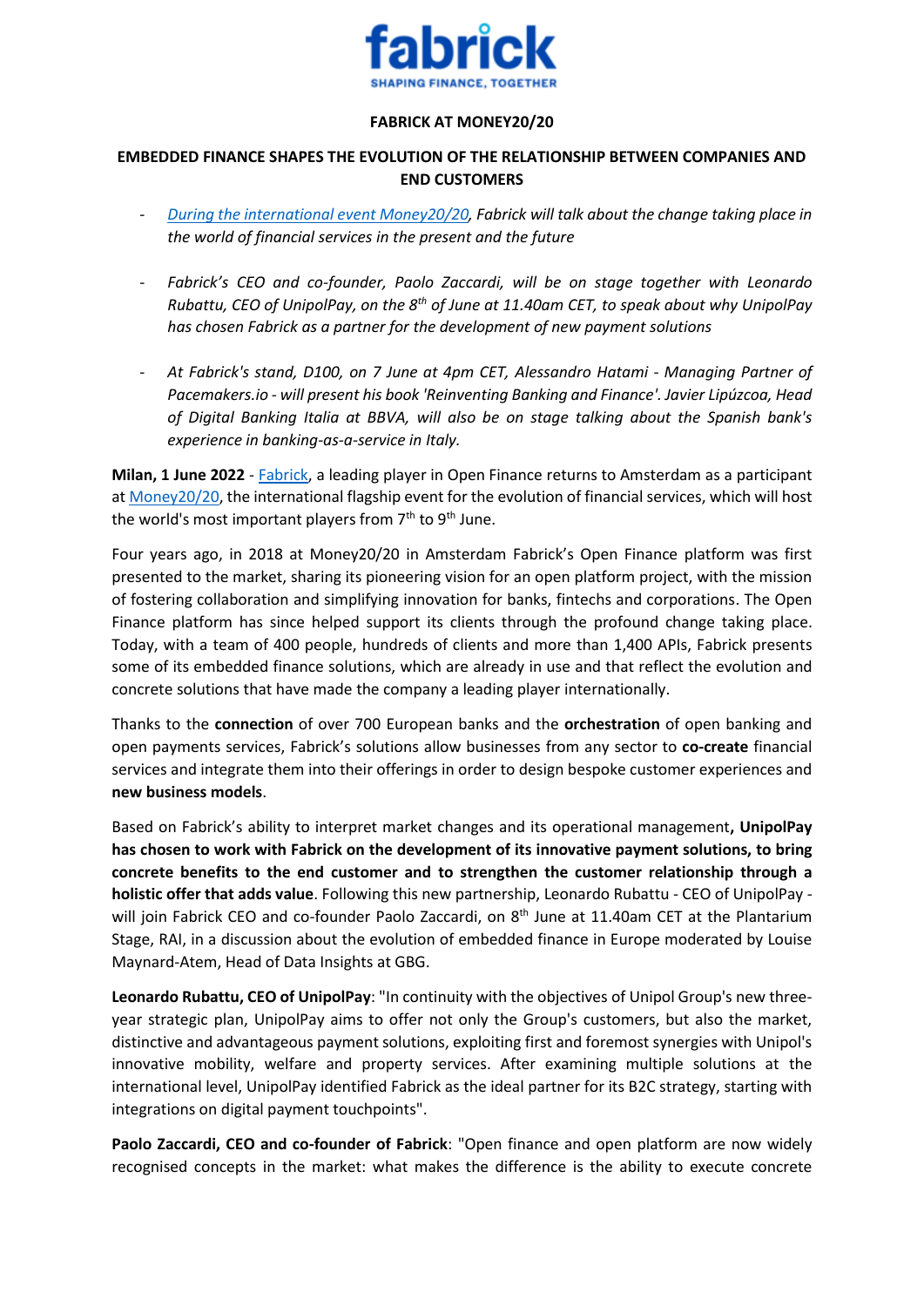**fabrick**

**SHAPING FINANCE, TOGETHER**

**FABRICK AT MONEY20/20**

**EMBEDDED FINANCE SHAPES THE EVOLUTION OF THE RELATIONSHIP BETWEEN COMPANIES AND END CUSTOMERS**

- *During the international event Money20/20, Fabrick will talk about the change taking place in the world of financial services in the present and the future*

- *Fabrick's CEO and co-founder, Paolo Zaccardi, will be on stage together with Leonardo Rubattu, CEO of UnipolPay, on the 8th of June at 11.40am CET, to speak about why UnipolPay has chosen Fabrick as a partner for the development of new payment solutions*

- *At Fabrick's stand, D100, on 7 June at 4pm CET, Alessandro Hatami - Managing Partner of Pacemakers.io - will present his book 'Reinventing Banking and Finance'. Javier Lipúzcoa, Head of Digital Banking Italia at BBVA, will also be on stage talking about the Spanish bank's experience in banking-as-a-service in Italy.*

**Milan, 1 June 2022** - Fabrick, a leading player in Open Finance returns to Amsterdam as a participant at Money20/20, the international flagship event for the evolution of financial services, which will host the world's most important players from 7th to 9th June.

Four years ago, in 2018 at Money20/20 in Amsterdam Fabrick's Open Finance platform was first presented to the market, sharing its pioneering vision for an open platform project, with the mission of fostering collaboration and simplifying innovation for banks, fintechs and corporations. The Open Finance platform has since helped support its clients through the profound change taking place. Today, with a team of 400 people, hundreds of clients and more than 1,400 APIs, Fabrick presents some of its embedded finance solutions, which are already in use and that reflect the evolution and concrete solutions that have made the company a leading player internationally.

Thanks to the **connection** of over 700 European banks and the **orchestration** of open banking and open payments services, Fabrick's solutions allow businesses from any sector to **co-create** financial services and integrate them into their offerings in order to design bespoke customer experiences and **new business models**.

Based on Fabrick's ability to interpret market changes and its operational management**, UnipolPay has chosen to work with Fabrick on the development of its innovative payment solutions, to bring concrete benefits to the end customer and to strengthen the customer relationship through a holistic offer that adds value**. Following this new partnership, Leonardo Rubattu - CEO of UnipolPay - will join Fabrick CEO and co-founder Paolo Zaccardi, on 8th June at 11.40am CET at the Plantarium Stage, RAI, in a discussion about the evolution of embedded finance in Europe moderated by Louise Maynard-Atem, Head of Data Insights at GBG.

**Leonardo Rubattu, CEO of UnipolPay**: "In continuity with the objectives of Unipol Group's new three-year strategic plan, UnipolPay aims to offer not only the Group's customers, but also the market, distinctive and advantageous payment solutions, exploiting first and foremost synergies with Unipol's innovative mobility, welfare and property services. After examining multiple solutions at the international level, UnipolPay identified Fabrick as the ideal partner for its B2C strategy, starting with integrations on digital payment touchpoints".

**Paolo Zaccardi, CEO and co-founder of Fabrick**: "Open finance and open platform are now widely recognised concepts in the market: what makes the difference is the ability to execute concrete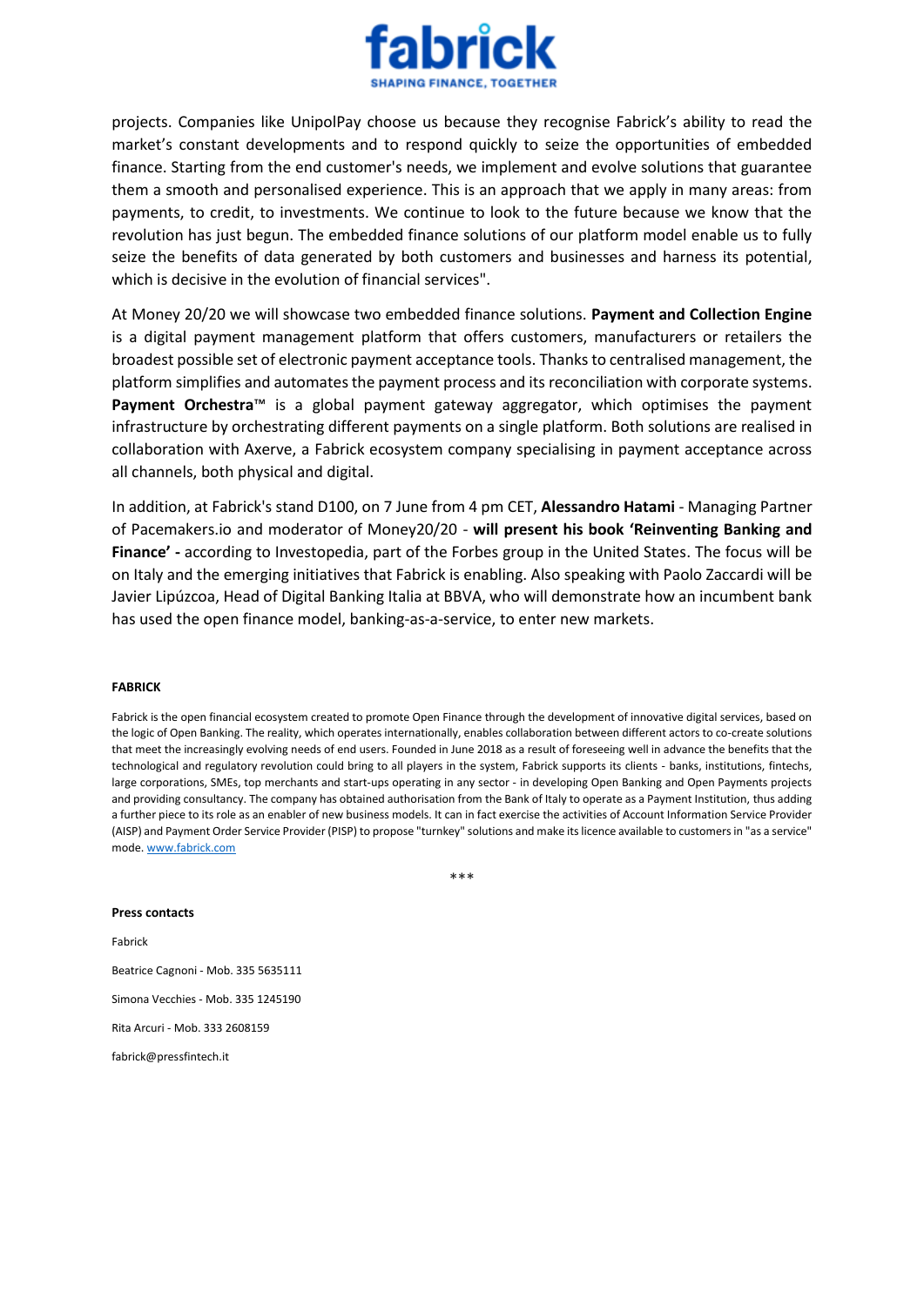projects. Companies like UnipolPay choose us because they recognise Fabrick's ability to read the market's constant developments and to respond quickly to seize the opportunities of embedded finance. Starting from the end customer's needs, we implement and evolve solutions that guarantee them a smooth and personalised experience. This is an approach that we apply in many areas: from payments, to credit, to investments. We continue to look to the future because we know that the revolution has just begun. The embedded finance solutions of our platform model enable us to fully seize the benefits of data generated by both customers and businesses and harness its potential, which is decisive in the evolution of financial services".

At Money 20/20 we will showcase two embedded finance solutions. **Payment and Collection Engine** is a digital payment management platform that offers customers, manufacturers or retailers the broadest possible set of electronic payment acceptance tools. Thanks to centralised management, the platform simplifies and automates the payment process and its reconciliation with corporate systems. **Payment Orchestra**™ is a global payment gateway aggregator, which optimises the payment infrastructure by orchestrating different payments on a single platform. Both solutions are realised in collaboration with Axerve, a Fabrick ecosystem company specialising in payment acceptance across all channels, both physical and digital.

In addition, at Fabrick's stand D100, on 7 June from 4 pm CET, **Alessandro Hatami** - Managing Partner of Pacemakers.io and moderator of Money20/20 - **will present his book 'Reinventing Banking and Finance' -** according to Investopedia, part of the Forbes group in the United States. The focus will be on Italy and the emerging initiatives that Fabrick is enabling. Also speaking with Paolo Zaccardi will be Javier Lipúzcoa, Head of Digital Banking Italia at BBVA, who will demonstrate how an incumbent bank has used the open finance model, banking-as-a-service, to enter new markets.

**FABRICK**

Fabrick is the open financial ecosystem created to promote Open Finance through the development of innovative digital services, based on the logic of Open Banking. The reality, which operates internationally, enables collaboration between different actors to co-create solutions that meet the increasingly evolving needs of end users. Founded in June 2018 as a result of foreseeing well in advance the benefits that the technological and regulatory revolution could bring to all players in the system, Fabrick supports its clients - banks, institutions, fintechs, large corporations, SMEs, top merchants and start-ups operating in any sector - in developing Open Banking and Open Payments projects and providing consultancy. The company has obtained authorisation from the Bank of Italy to operate as a Payment Institution, thus adding a further piece to its role as an enabler of new business models. It can in fact exercise the activities of Account Information Service Provider (AISP) and Payment Order Service Provider (PISP) to propose "turnkey" solutions and make its licence available to customers in "as a service" mode. www.fabrick.com

\*\*\*

**Press contacts**

Fabrick

Beatrice Cagnoni - Mob. 335 5635111

Simona Vecchies - Mob. 335 1245190

Rita Arcuri - Mob. 333 2608159

fabrick@pressfintech.it